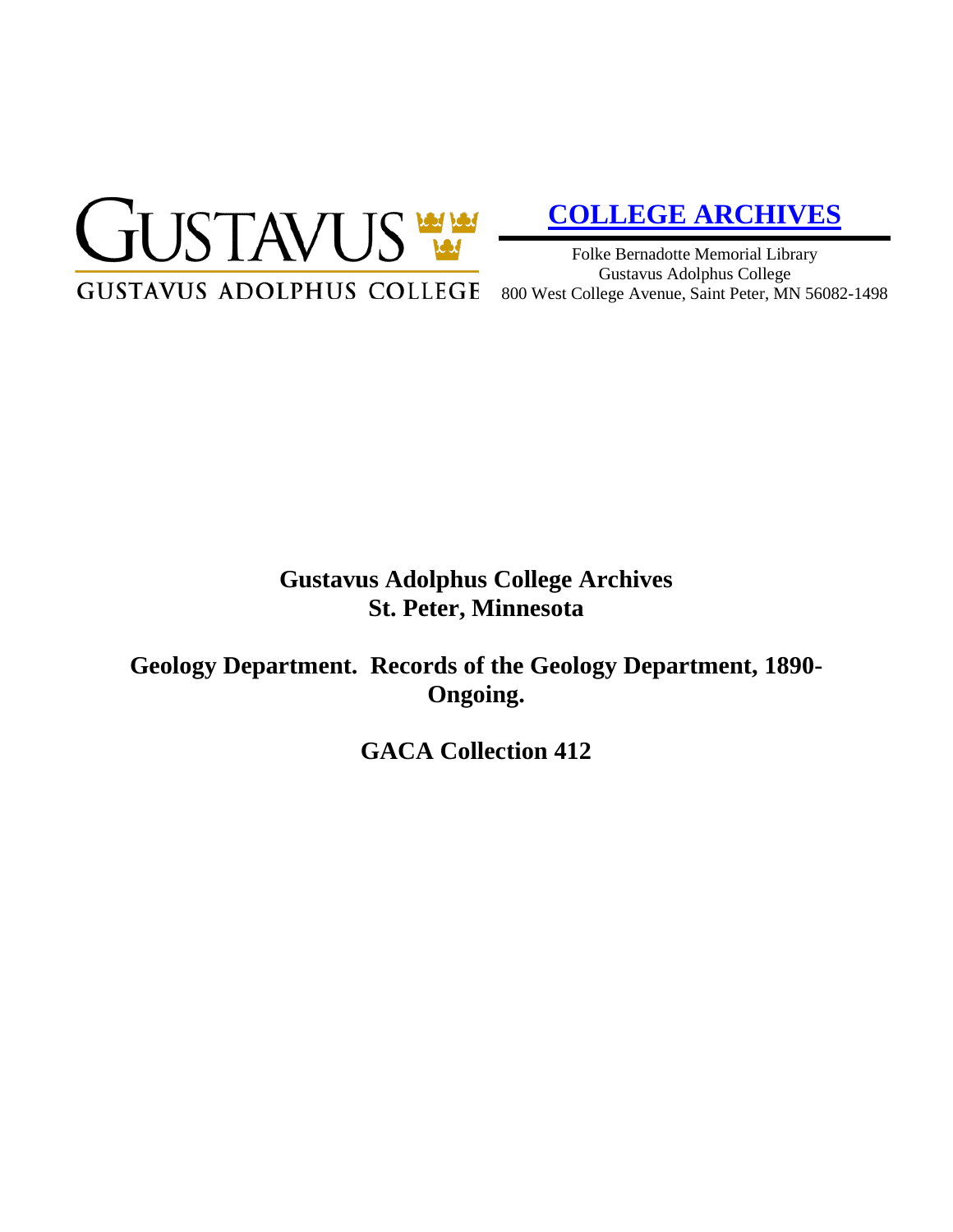GUSTAVUS
GUSTAVUS ADOLPHUS COLLEGE

**[COLLEGE ARCHIVES]**

Folke Bernadotte Memorial Library
Gustavus Adolphus College
800 West College Avenue, Saint Peter, MN 56082-1498

# Gustavus Adolphus College Archives
# St. Peter, Minnesota

## Geology Department. Records of the Geology Department, 1890-Ongoing.

## GACA Collection 412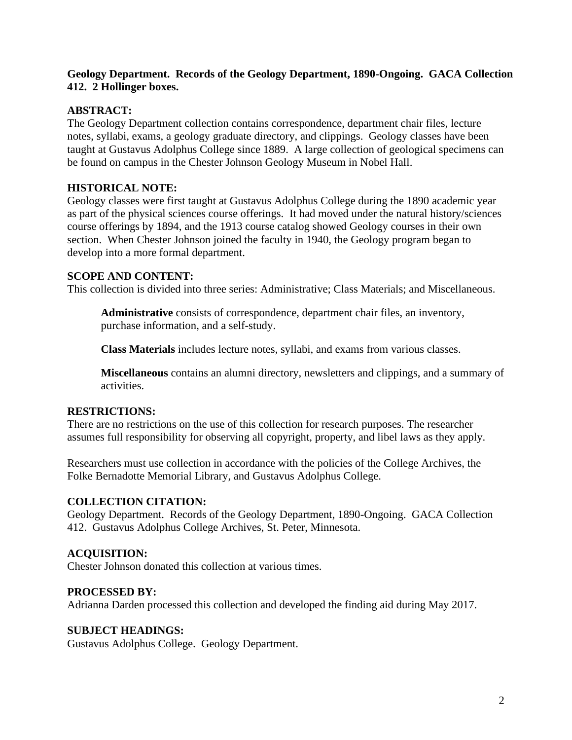**Geology Department. Records of the Geology Department, 1890-Ongoing. GACA Collection 412. 2 Hollinger boxes.**

## ABSTRACT:

The Geology Department collection contains correspondence, department chair files, lecture notes, syllabi, exams, a geology graduate directory, and clippings. Geology classes have been taught at Gustavus Adolphus College since 1889. A large collection of geological specimens can be found on campus in the Chester Johnson Geology Museum in Nobel Hall.

## HISTORICAL NOTE:

Geology classes were first taught at Gustavus Adolphus College during the 1890 academic year as part of the physical sciences course offerings. It had moved under the natural history/sciences course offerings by 1894, and the 1913 course catalog showed Geology courses in their own section. When Chester Johnson joined the faculty in 1940, the Geology program began to develop into a more formal department.

## SCOPE AND CONTENT:

This collection is divided into three series: Administrative; Class Materials; and Miscellaneous.

> **Administrative** consists of correspondence, department chair files, an inventory, purchase information, and a self-study.
>
> **Class Materials** includes lecture notes, syllabi, and exams from various classes.
>
> **Miscellaneous** contains an alumni directory, newsletters and clippings, and a summary of activities.

## RESTRICTIONS:

There are no restrictions on the use of this collection for research purposes. The researcher assumes full responsibility for observing all copyright, property, and libel laws as they apply.

Researchers must use collection in accordance with the policies of the College Archives, the Folke Bernadotte Memorial Library, and Gustavus Adolphus College.

## COLLECTION CITATION:

Geology Department. Records of the Geology Department, 1890-Ongoing. GACA Collection 412. Gustavus Adolphus College Archives, St. Peter, Minnesota.

## ACQUISITION:

Chester Johnson donated this collection at various times.

## PROCESSED BY:

Adrianna Darden processed this collection and developed the finding aid during May 2017.

## SUBJECT HEADINGS:

Gustavus Adolphus College. Geology Department.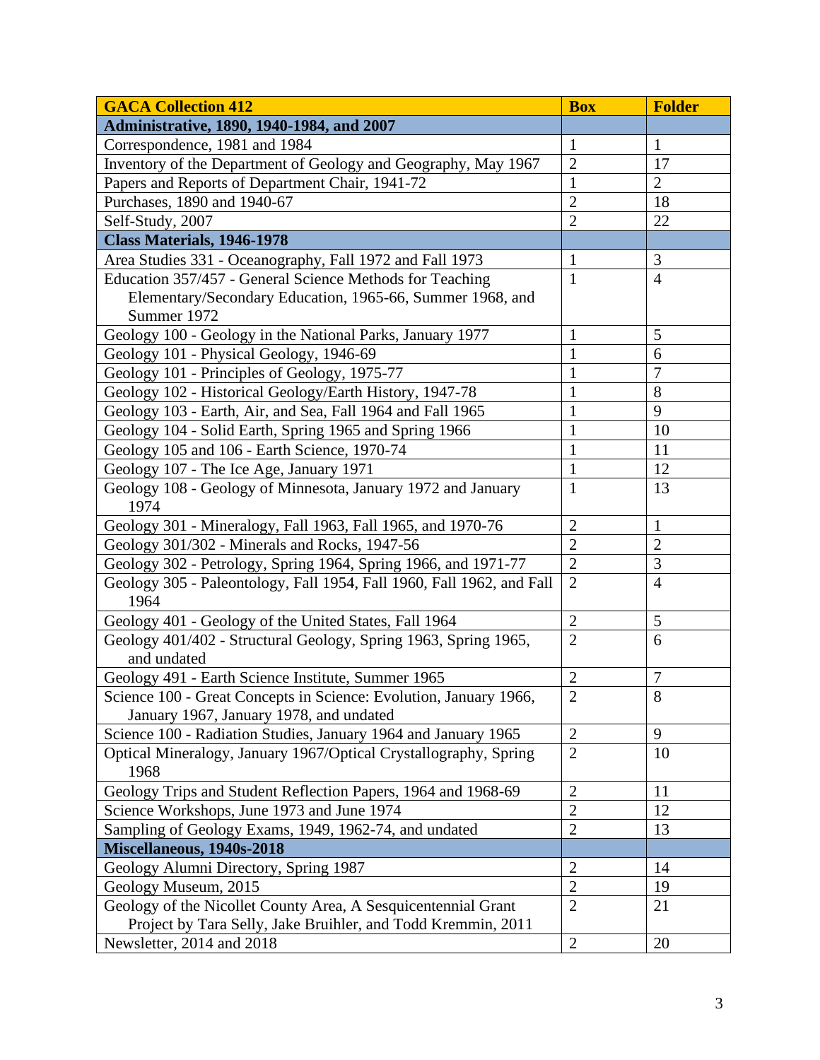| GACA Collection 412 | Box | Folder |
|---|---|---|
| **Administrative, 1890, 1940-1984, and 2007** | | |
| Correspondence, 1981 and 1984 | 1 | 1 |
| Inventory of the Department of Geology and Geography, May 1967 | 2 | 17 |
| Papers and Reports of Department Chair, 1941-72 | 1 | 2 |
| Purchases, 1890 and 1940-67 | 2 | 18 |
| Self-Study, 2007 | 2 | 22 |
| **Class Materials, 1946-1978** | | |
| Area Studies 331 - Oceanography, Fall 1972 and Fall 1973 | 1 | 3 |
| Education 357/457 - General Science Methods for Teaching Elementary/Secondary Education, 1965-66, Summer 1968, and Summer 1972 | 1 | 4 |
| Geology 100 - Geology in the National Parks, January 1977 | 1 | 5 |
| Geology 101 - Physical Geology, 1946-69 | 1 | 6 |
| Geology 101 - Principles of Geology, 1975-77 | 1 | 7 |
| Geology 102 - Historical Geology/Earth History, 1947-78 | 1 | 8 |
| Geology 103 - Earth, Air, and Sea, Fall 1964 and Fall 1965 | 1 | 9 |
| Geology 104 - Solid Earth, Spring 1965 and Spring 1966 | 1 | 10 |
| Geology 105 and 106 - Earth Science, 1970-74 | 1 | 11 |
| Geology 107 - The Ice Age, January 1971 | 1 | 12 |
| Geology 108 - Geology of Minnesota, January 1972 and January 1974 | 1 | 13 |
| Geology 301 - Mineralogy, Fall 1963, Fall 1965, and 1970-76 | 2 | 1 |
| Geology 301/302 - Minerals and Rocks, 1947-56 | 2 | 2 |
| Geology 302 - Petrology, Spring 1964, Spring 1966, and 1971-77 | 2 | 3 |
| Geology 305 - Paleontology, Fall 1954, Fall 1960, Fall 1962, and Fall 1964 | 2 | 4 |
| Geology 401 - Geology of the United States, Fall 1964 | 2 | 5 |
| Geology 401/402 - Structural Geology, Spring 1963, Spring 1965, and undated | 2 | 6 |
| Geology 491 - Earth Science Institute, Summer 1965 | 2 | 7 |
| Science 100 - Great Concepts in Science: Evolution, January 1966, January 1967, January 1978, and undated | 2 | 8 |
| Science 100 - Radiation Studies, January 1964 and January 1965 | 2 | 9 |
| Optical Mineralogy, January 1967/Optical Crystallography, Spring 1968 | 2 | 10 |
| Geology Trips and Student Reflection Papers, 1964 and 1968-69 | 2 | 11 |
| Science Workshops, June 1973 and June 1974 | 2 | 12 |
| Sampling of Geology Exams, 1949, 1962-74, and undated | 2 | 13 |
| **Miscellaneous, 1940s-2018** | | |
| Geology Alumni Directory, Spring 1987 | 2 | 14 |
| Geology Museum, 2015 | 2 | 19 |
| Geology of the Nicollet County Area, A Sesquicentennial Grant Project by Tara Selly, Jake Bruihler, and Todd Kremmin, 2011 | 2 | 21 |
| Newsletter, 2014 and 2018 | 2 | 20 |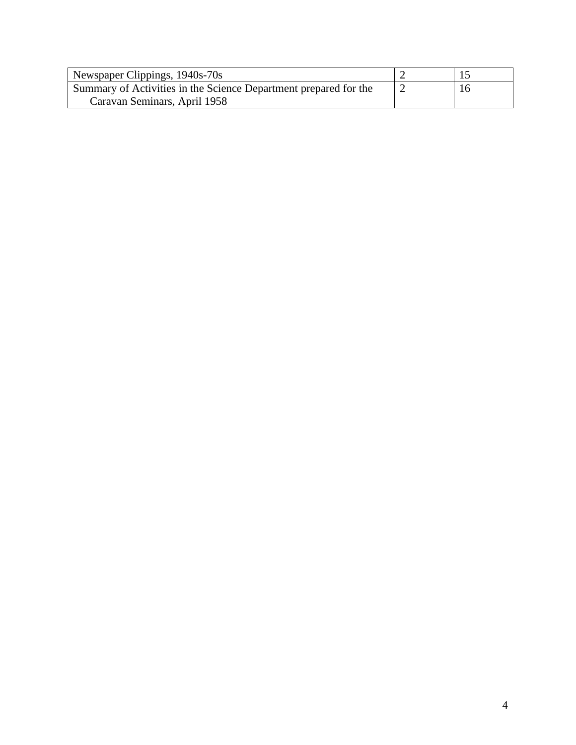| | | |
|---|---|---|
| Newspaper Clippings, 1940s-70s | 2 | 15 |
| Summary of Activities in the Science Department prepared for the Caravan Seminars, April 1958 | 2 | 16 |